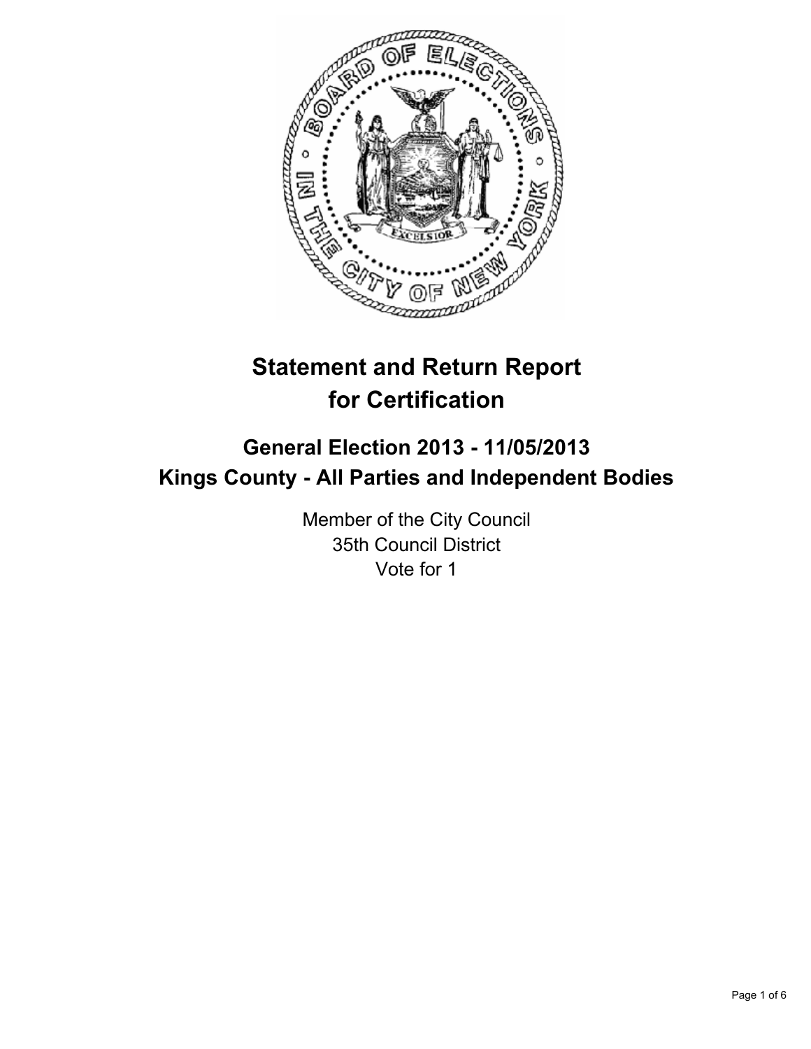# Statement and Return Report for Certification

## General Election 2013 - 11/05/2013
## Kings County - All Parties and Independent Bodies

Member of the City Council
35th Council District
Vote for 1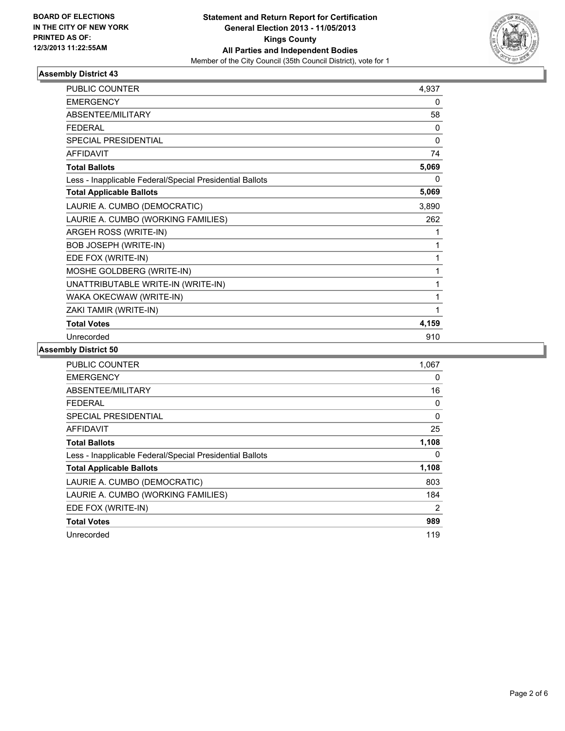BOARD OF ELECTIONS
IN THE CITY OF NEW YORK
PRINTED AS OF:
12/3/2013 11:22:55AM

**Statement and Return Report for Certification**
**General Election 2013 - 11/05/2013**
**Kings County**
**All Parties and Independent Bodies**
Member of the City Council (35th Council District), vote for 1

### Assembly District 43

| | |
|---|---|
| PUBLIC COUNTER | 4,937 |
| EMERGENCY | 0 |
| ABSENTEE/MILITARY | 58 |
| FEDERAL | 0 |
| SPECIAL PRESIDENTIAL | 0 |
| AFFIDAVIT | 74 |
| **Total Ballots** | **5,069** |
| Less - Inapplicable Federal/Special Presidential Ballots | 0 |
| **Total Applicable Ballots** | **5,069** |
| LAURIE A. CUMBO (DEMOCRATIC) | 3,890 |
| LAURIE A. CUMBO (WORKING FAMILIES) | 262 |
| ARGEH ROSS (WRITE-IN) | 1 |
| BOB JOSEPH (WRITE-IN) | 1 |
| EDE FOX (WRITE-IN) | 1 |
| MOSHE GOLDBERG (WRITE-IN) | 1 |
| UNATTRIBUTABLE WRITE-IN (WRITE-IN) | 1 |
| WAKA OKECWAW (WRITE-IN) | 1 |
| ZAKI TAMIR (WRITE-IN) | 1 |
| **Total Votes** | **4,159** |
| Unrecorded | 910 |

### Assembly District 50

| | |
|---|---|
| PUBLIC COUNTER | 1,067 |
| EMERGENCY | 0 |
| ABSENTEE/MILITARY | 16 |
| FEDERAL | 0 |
| SPECIAL PRESIDENTIAL | 0 |
| AFFIDAVIT | 25 |
| **Total Ballots** | **1,108** |
| Less - Inapplicable Federal/Special Presidential Ballots | 0 |
| **Total Applicable Ballots** | **1,108** |
| LAURIE A. CUMBO (DEMOCRATIC) | 803 |
| LAURIE A. CUMBO (WORKING FAMILIES) | 184 |
| EDE FOX (WRITE-IN) | 2 |
| **Total Votes** | **989** |
| Unrecorded | 119 |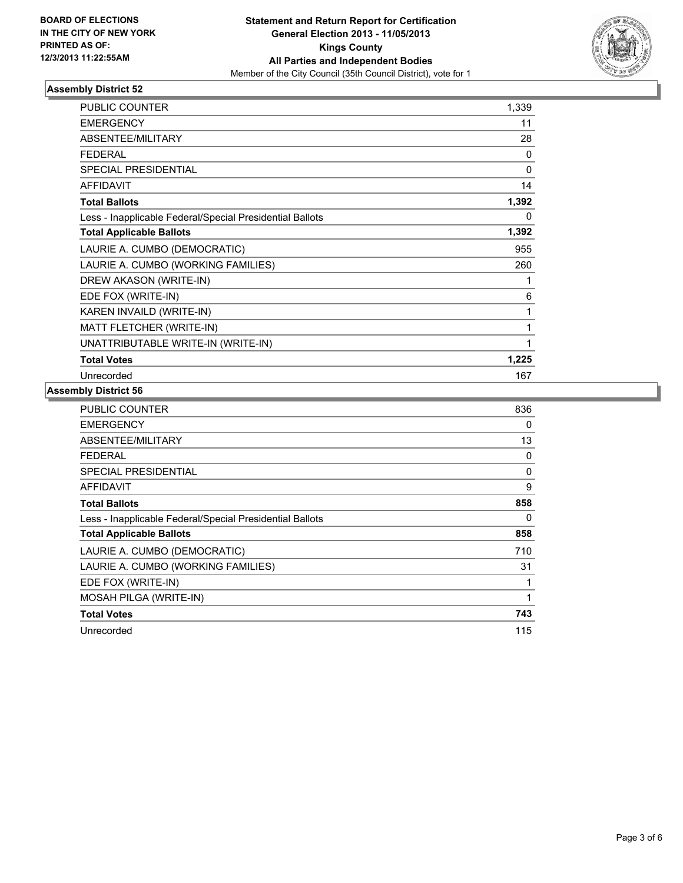BOARD OF ELECTIONS
IN THE CITY OF NEW YORK
PRINTED AS OF:
12/3/2013 11:22:55AM

**Statement and Return Report for Certification**
**General Election 2013 - 11/05/2013**
**Kings County**
**All Parties and Independent Bodies**
Member of the City Council (35th Council District), vote for 1

### Assembly District 52

| | |
|---|---|
| PUBLIC COUNTER | 1,339 |
| EMERGENCY | 11 |
| ABSENTEE/MILITARY | 28 |
| FEDERAL | 0 |
| SPECIAL PRESIDENTIAL | 0 |
| AFFIDAVIT | 14 |
| **Total Ballots** | **1,392** |
| Less - Inapplicable Federal/Special Presidential Ballots | 0 |
| **Total Applicable Ballots** | **1,392** |
| LAURIE A. CUMBO (DEMOCRATIC) | 955 |
| LAURIE A. CUMBO (WORKING FAMILIES) | 260 |
| DREW AKASON (WRITE-IN) | 1 |
| EDE FOX (WRITE-IN) | 6 |
| KAREN INVAILD (WRITE-IN) | 1 |
| MATT FLETCHER (WRITE-IN) | 1 |
| UNATTRIBUTABLE WRITE-IN (WRITE-IN) | 1 |
| **Total Votes** | **1,225** |
| Unrecorded | 167 |

### Assembly District 56

| | |
|---|---|
| PUBLIC COUNTER | 836 |
| EMERGENCY | 0 |
| ABSENTEE/MILITARY | 13 |
| FEDERAL | 0 |
| SPECIAL PRESIDENTIAL | 0 |
| AFFIDAVIT | 9 |
| **Total Ballots** | **858** |
| Less - Inapplicable Federal/Special Presidential Ballots | 0 |
| **Total Applicable Ballots** | **858** |
| LAURIE A. CUMBO (DEMOCRATIC) | 710 |
| LAURIE A. CUMBO (WORKING FAMILIES) | 31 |
| EDE FOX (WRITE-IN) | 1 |
| MOSAH PILGA (WRITE-IN) | 1 |
| **Total Votes** | **743** |
| Unrecorded | 115 |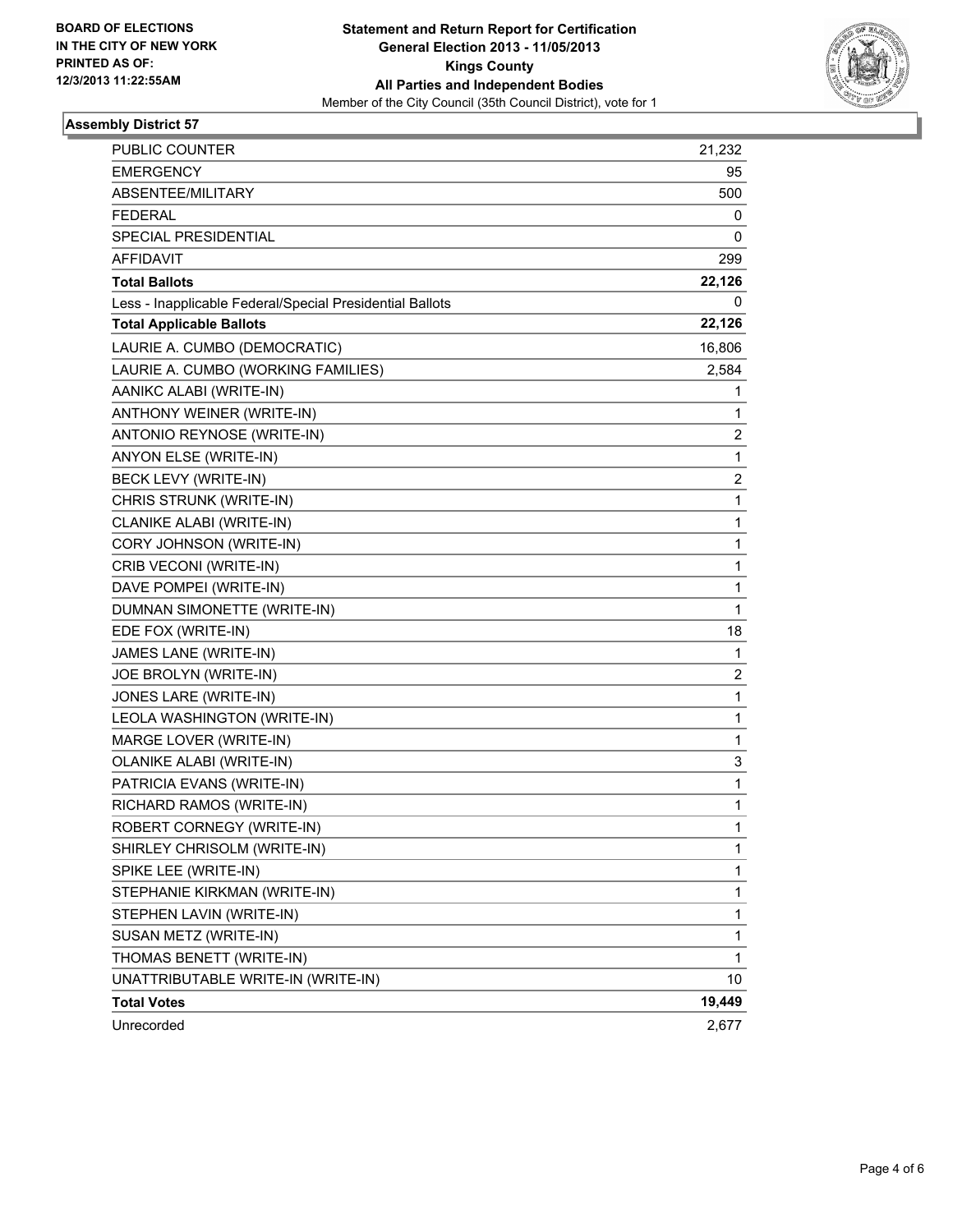**BOARD OF ELECTIONS**
**IN THE CITY OF NEW YORK**
**PRINTED AS OF:**
**12/3/2013 11:22:55AM**

# Statement and Return Report for Certification
**General Election 2013 - 11/05/2013**
**Kings County**
**All Parties and Independent Bodies**
Member of the City Council (35th Council District), vote for 1

## Assembly District 57

| | |
|---|---|
| PUBLIC COUNTER | 21,232 |
| EMERGENCY | 95 |
| ABSENTEE/MILITARY | 500 |
| FEDERAL | 0 |
| SPECIAL PRESIDENTIAL | 0 |
| AFFIDAVIT | 299 |
| **Total Ballots** | **22,126** |
| Less - Inapplicable Federal/Special Presidential Ballots | 0 |
| **Total Applicable Ballots** | **22,126** |
| LAURIE A. CUMBO (DEMOCRATIC) | 16,806 |
| LAURIE A. CUMBO (WORKING FAMILIES) | 2,584 |
| AANIKC ALABI (WRITE-IN) | 1 |
| ANTHONY WEINER (WRITE-IN) | 1 |
| ANTONIO REYNOSE (WRITE-IN) | 2 |
| ANYON ELSE (WRITE-IN) | 1 |
| BECK LEVY (WRITE-IN) | 2 |
| CHRIS STRUNK (WRITE-IN) | 1 |
| CLANIKE ALABI (WRITE-IN) | 1 |
| CORY JOHNSON (WRITE-IN) | 1 |
| CRIB VECONI (WRITE-IN) | 1 |
| DAVE POMPEI (WRITE-IN) | 1 |
| DUMNAN SIMONETTE (WRITE-IN) | 1 |
| EDE FOX (WRITE-IN) | 18 |
| JAMES LANE (WRITE-IN) | 1 |
| JOE BROLYN (WRITE-IN) | 2 |
| JONES LARE (WRITE-IN) | 1 |
| LEOLA WASHINGTON (WRITE-IN) | 1 |
| MARGE LOVER (WRITE-IN) | 1 |
| OLANIKE ALABI (WRITE-IN) | 3 |
| PATRICIA EVANS (WRITE-IN) | 1 |
| RICHARD RAMOS (WRITE-IN) | 1 |
| ROBERT CORNEGY (WRITE-IN) | 1 |
| SHIRLEY CHRISOLM (WRITE-IN) | 1 |
| SPIKE LEE (WRITE-IN) | 1 |
| STEPHANIE KIRKMAN (WRITE-IN) | 1 |
| STEPHEN LAVIN (WRITE-IN) | 1 |
| SUSAN METZ (WRITE-IN) | 1 |
| THOMAS BENETT (WRITE-IN) | 1 |
| UNATTRIBUTABLE WRITE-IN (WRITE-IN) | 10 |
| **Total Votes** | **19,449** |
| Unrecorded | 2,677 |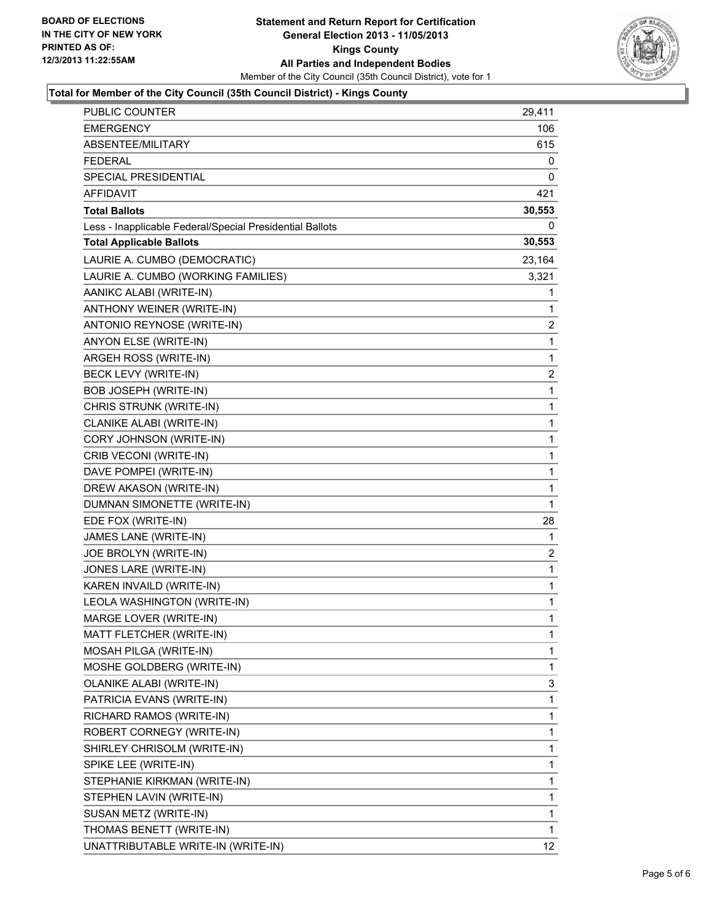**BOARD OF ELECTIONS**
**IN THE CITY OF NEW YORK**
**PRINTED AS OF:**
**12/3/2013 11:22:55AM**

**Statement and Return Report for Certification**
**General Election 2013 - 11/05/2013**
**Kings County**
**All Parties and Independent Bodies**
Member of the City Council (35th Council District), vote for 1

### Total for Member of the City Council (35th Council District) - Kings County

| | |
|---|---|
| PUBLIC COUNTER | 29,411 |
| EMERGENCY | 106 |
| ABSENTEE/MILITARY | 615 |
| FEDERAL | 0 |
| SPECIAL PRESIDENTIAL | 0 |
| AFFIDAVIT | 421 |
| **Total Ballots** | **30,553** |
| Less - Inapplicable Federal/Special Presidential Ballots | 0 |
| **Total Applicable Ballots** | **30,553** |
| LAURIE A. CUMBO (DEMOCRATIC) | 23,164 |
| LAURIE A. CUMBO (WORKING FAMILIES) | 3,321 |
| AANIKC ALABI (WRITE-IN) | 1 |
| ANTHONY WEINER (WRITE-IN) | 1 |
| ANTONIO REYNOSE (WRITE-IN) | 2 |
| ANYON ELSE (WRITE-IN) | 1 |
| ARGEH ROSS (WRITE-IN) | 1 |
| BECK LEVY (WRITE-IN) | 2 |
| BOB JOSEPH (WRITE-IN) | 1 |
| CHRIS STRUNK (WRITE-IN) | 1 |
| CLANIKE ALABI (WRITE-IN) | 1 |
| CORY JOHNSON (WRITE-IN) | 1 |
| CRIB VECONI (WRITE-IN) | 1 |
| DAVE POMPEI (WRITE-IN) | 1 |
| DREW AKASON (WRITE-IN) | 1 |
| DUMNAN SIMONETTE (WRITE-IN) | 1 |
| EDE FOX (WRITE-IN) | 28 |
| JAMES LANE (WRITE-IN) | 1 |
| JOE BROLYN (WRITE-IN) | 2 |
| JONES LARE (WRITE-IN) | 1 |
| KAREN INVAILD (WRITE-IN) | 1 |
| LEOLA WASHINGTON (WRITE-IN) | 1 |
| MARGE LOVER (WRITE-IN) | 1 |
| MATT FLETCHER (WRITE-IN) | 1 |
| MOSAH PILGA (WRITE-IN) | 1 |
| MOSHE GOLDBERG (WRITE-IN) | 1 |
| OLANIKE ALABI (WRITE-IN) | 3 |
| PATRICIA EVANS (WRITE-IN) | 1 |
| RICHARD RAMOS (WRITE-IN) | 1 |
| ROBERT CORNEGY (WRITE-IN) | 1 |
| SHIRLEY CHRISOLM (WRITE-IN) | 1 |
| SPIKE LEE (WRITE-IN) | 1 |
| STEPHANIE KIRKMAN (WRITE-IN) | 1 |
| STEPHEN LAVIN (WRITE-IN) | 1 |
| SUSAN METZ (WRITE-IN) | 1 |
| THOMAS BENETT (WRITE-IN) | 1 |
| UNATTRIBUTABLE WRITE-IN (WRITE-IN) | 12 |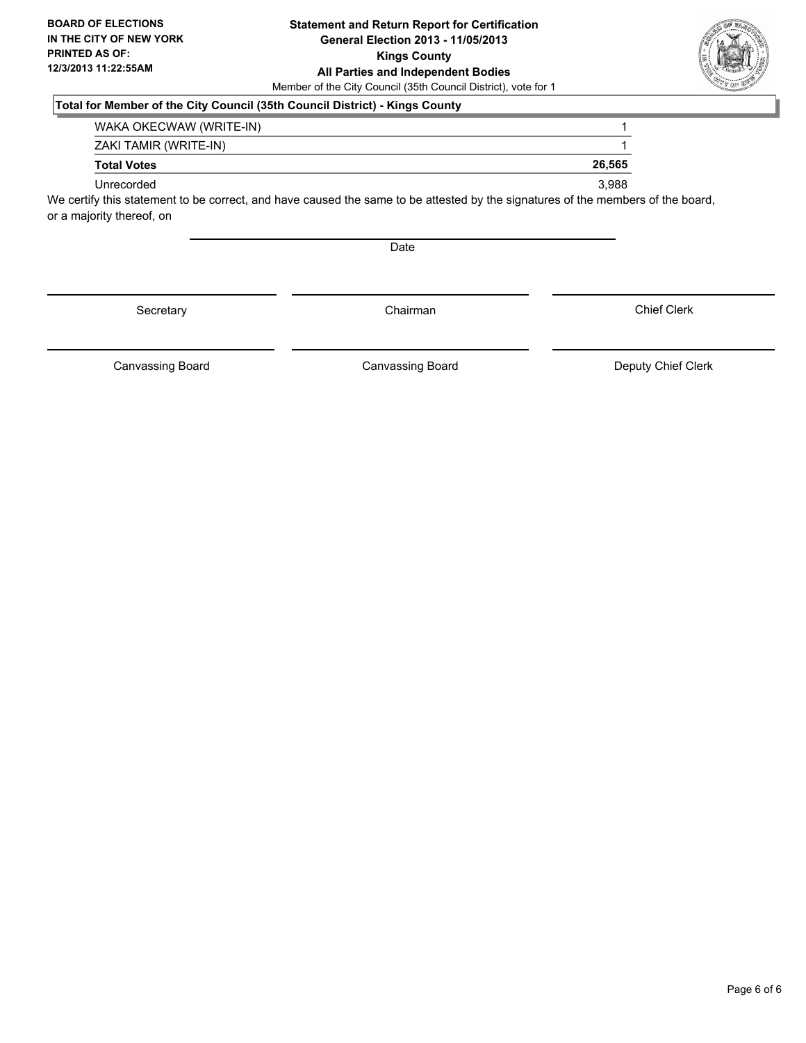**BOARD OF ELECTIONS IN THE CITY OF NEW YORK PRINTED AS OF: 12/3/2013 11:22:55AM**

**Statement and Return Report for Certification**
**General Election 2013 - 11/05/2013**
**Kings County**
**All Parties and Independent Bodies**
Member of the City Council (35th Council District), vote for 1

### Total for Member of the City Council (35th Council District) - Kings County

| | |
|---|---|
| WAKA OKECWAW (WRITE-IN) | 1 |
| ZAKI TAMIR (WRITE-IN) | 1 |
| **Total Votes** | **26,565** |
| Unrecorded | 3,988 |

We certify this statement to be correct, and have caused the same to be attested by the signatures of the members of the board, or a majority thereof, on

Date

Secretary | Chairman | Chief Clerk

Canvassing Board | Canvassing Board | Deputy Chief Clerk